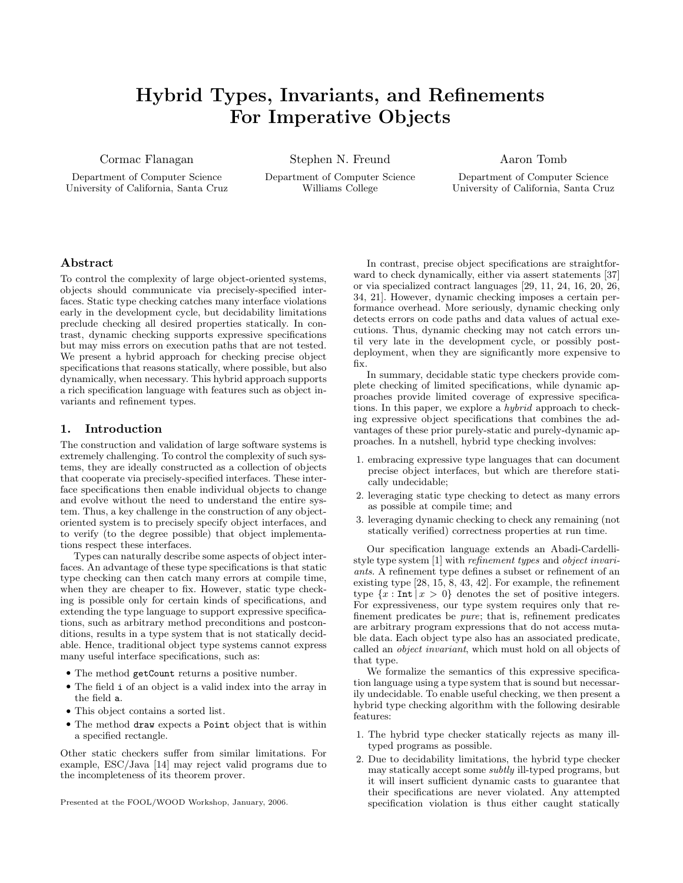# Hybrid Types, Invariants, and Refinements For Imperative Objects

Cormac Flanagan
Department of Computer Science
University of California, Santa Cruz

Stephen N. Freund
Department of Computer Science
Williams College

Aaron Tomb
Department of Computer Science
University of California, Santa Cruz

## Abstract

To control the complexity of large object-oriented systems, objects should communicate via precisely-specified interfaces. Static type checking catches many interface violations early in the development cycle, but decidability limitations preclude checking all desired properties statically. In contrast, dynamic checking supports expressive specifications but may miss errors on execution paths that are not tested. We present a hybrid approach for checking precise object specifications that reasons statically, where possible, but also dynamically, when necessary. This hybrid approach supports a rich specification language with features such as object invariants and refinement types.

## 1. Introduction

The construction and validation of large software systems is extremely challenging. To control the complexity of such systems, they are ideally constructed as a collection of objects that cooperate via precisely-specified interfaces. These interface specifications then enable individual objects to change and evolve without the need to understand the entire system. Thus, a key challenge in the construction of any object-oriented system is to precisely specify object interfaces, and to verify (to the degree possible) that object implementations respect these interfaces.

Types can naturally describe some aspects of object interfaces. An advantage of these type specifications is that static type checking can then catch many errors at compile time, when they are cheaper to fix. However, static type checking is possible only for certain kinds of specifications, and extending the type language to support expressive specifications, such as arbitrary method preconditions and postconditions, results in a type system that is not statically decidable. Hence, traditional object type systems cannot express many useful interface specifications, such as:

- The method `getCount` returns a positive number.
- The field `i` of an object is a valid index into the array in the field `a`.
- This object contains a sorted list.
- The method `draw` expects a `Point` object that is within a specified rectangle.

Other static checkers suffer from similar limitations. For example, ESC/Java [14] may reject valid programs due to the incompleteness of its theorem prover.

Presented at the FOOL/WOOD Workshop, January, 2006.

In contrast, precise object specifications are straightforward to check dynamically, either via assert statements [37] or via specialized contract languages [29, 11, 24, 16, 20, 26, 34, 21]. However, dynamic checking imposes a certain performance overhead. More seriously, dynamic checking only detects errors on code paths and data values of actual executions. Thus, dynamic checking may not catch errors until very late in the development cycle, or possibly post-deployment, when they are significantly more expensive to fix.

In summary, decidable static type checkers provide complete checking of limited specifications, while dynamic approaches provide limited coverage of expressive specifications. In this paper, we explore a *hybrid* approach to checking expressive object specifications that combines the advantages of these prior purely-static and purely-dynamic approaches. In a nutshell, hybrid type checking involves:

1. embracing expressive type languages that can document precise object interfaces, but which are therefore statically undecidable;
2. leveraging static type checking to detect as many errors as possible at compile time; and
3. leveraging dynamic checking to check any remaining (not statically verified) correctness properties at run time.

Our specification language extends an Abadi-Cardelli-style type system [1] with *refinement types* and *object invariants*. A refinement type defines a subset or refinement of an existing type [28, 15, 8, 43, 42]. For example, the refinement type $\{x : \texttt{Int} \mid x > 0\}$ denotes the set of positive integers. For expressiveness, our type system requires only that refinement predicates be *pure*; that is, refinement predicates are arbitrary program expressions that do not access mutable data. Each object type also has an associated predicate, called an *object invariant*, which must hold on all objects of that type.

We formalize the semantics of this expressive specification language using a type system that is sound but necessarily undecidable. To enable useful checking, we then present a hybrid type checking algorithm with the following desirable features:

1. The hybrid type checker statically rejects as many ill-typed programs as possible.
2. Due to decidability limitations, the hybrid type checker may statically accept some *subtly* ill-typed programs, but it will insert sufficient dynamic casts to guarantee that their specifications are never violated. Any attempted specification violation is thus either caught statically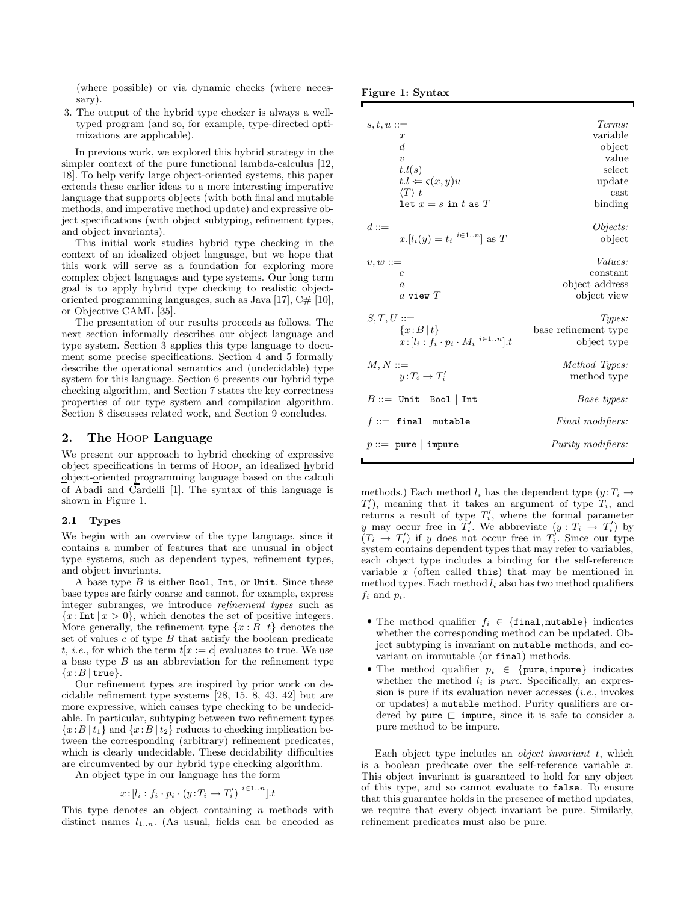(where possible) or via dynamic checks (where necessary).

3. The output of the hybrid type checker is always a well-typed program (and so, for example, type-directed optimizations are applicable).

In previous work, we explored this hybrid strategy in the simpler context of the pure functional lambda-calculus [12, 18]. To help verify large object-oriented systems, this paper extends these earlier ideas to a more interesting imperative language that supports objects (with both final and mutable methods, and imperative method update) and expressive object specifications (with object subtyping, refinement types, and object invariants).

This initial work studies hybrid type checking in the context of an idealized object language, but we hope that this work will serve as a foundation for exploring more complex object languages and type systems. Our long term goal is to apply hybrid type checking to realistic object-oriented programming languages, such as Java [17], C# [10], or Objective CAML [35].

The presentation of our results proceeds as follows. The next section informally describes our object language and type system. Section 3 applies this type language to document some precise specifications. Section 4 and 5 formally describe the operational semantics and (undecidable) type system for this language. Section 6 presents our hybrid type checking algorithm, and Section 7 states the key correctness properties of our type system and compilation algorithm. Section 8 discusses related work, and Section 9 concludes.

## 2. The Hoop Language

We present our approach to hybrid checking of expressive object specifications in terms of Hoop, an idealized hybrid object-oriented programming language based on the calculi of Abadi and Cardelli [1]. The syntax of this language is shown in Figure 1.

**Figure 1: Syntax**

| | |
|---|---|
| $s, t, u ::=$ | *Terms:* |
| $\quad x$ | variable |
| $\quad d$ | object |
| $\quad v$ | value |
| $\quad t.l(s)$ | select |
| $\quad t.l \Leftarrow \varsigma(x, y)u$ | update |
| $\quad \langle T \rangle\ t$ | cast |
| $\quad \texttt{let}\ x = s\ \texttt{in}\ t\ \texttt{as}\ T$ | binding |
| $d ::=$ | *Objects:* |
| $\quad x.[l_i(y) = t_i\ ^{i \in 1..n}]\ \text{as}\ T$ | object |
| $v, w ::=$ | *Values:* |
| $\quad c$ | constant |
| $\quad a$ | object address |
| $\quad a\ \texttt{view}\ T$ | object view |
| $S, T, U ::=$ | *Types:* |
| $\quad \{x : B \mid t\}$ | base refinement type |
| $\quad x : [l_i : f_i \cdot p_i \cdot M_i\ ^{i \in 1..n}].t$ | object type |
| $M, N ::=$ | *Method Types:* |
| $\quad y : T_i \to T_i'$ | method type |
| $B ::= \texttt{Unit} \mid \texttt{Bool} \mid \texttt{Int}$ | *Base types:* |
| $f ::= \texttt{final} \mid \texttt{mutable}$ | *Final modifiers:* |
| $p ::= \texttt{pure} \mid \texttt{impure}$ | *Purity modifiers:* |

### 2.1 Types

We begin with an overview of the type language, since it contains a number of features that are unusual in object type systems, such as dependent types, refinement types, and object invariants.

A base type $B$ is either `Bool`, `Int`, or `Unit`. Since these base types are fairly coarse and cannot, for example, express integer subranges, we introduce *refinement types* such as $\{x : \texttt{Int} \mid x > 0\}$, which denotes the set of positive integers. More generally, the refinement type $\{x : B \mid t\}$ denotes the set of values $c$ of type $B$ that satisfy the boolean predicate $t$, *i.e.*, for which the term $t[x := c]$ evaluates to true. We use a base type $B$ as an abbreviation for the refinement type $\{x : B \mid \texttt{true}\}$.

Our refinement types are inspired by prior work on decidable refinement type systems [28, 15, 8, 43, 42] but are more expressive, which causes type checking to be undecidable. In particular, subtyping between two refinement types $\{x : B \mid t_1\}$ and $\{x : B \mid t_2\}$ reduces to checking implication between the corresponding (arbitrary) refinement predicates, which is clearly undecidable. These decidability difficulties are circumvented by our hybrid type checking algorithm.

An object type in our language has the form

$$x : [l_i : f_i \cdot p_i \cdot (y : T_i \to T_i')\ ^{i \in 1..n}].t$$

This type denotes an object containing $n$ methods with distinct names $l_{1..n}$. (As usual, fields can be encoded as methods.) Each method $l_i$ has the dependent type $(y : T_i \to T_i')$, meaning that it takes an argument of type $T_i$, and returns a result of type $T_i'$, where the formal parameter $y$ may occur free in $T_i'$. We abbreviate $(y : T_i \to T_i')$ by $(T_i \to T_i')$ if $y$ does not occur free in $T_i'$. Since our type system contains dependent types that may refer to variables, each object type includes a binding for the self-reference variable $x$ (often called `this`) that may be mentioned in method types. Each method $l_i$ also has two method qualifiers $f_i$ and $p_i$.

- The method qualifier $f_i \in \{\texttt{final}, \texttt{mutable}\}$ indicates whether the corresponding method can be updated. Object subtyping is invariant on `mutable` methods, and covariant on immutable (or `final`) methods.
- The method qualifier $p_i \in \{\texttt{pure}, \texttt{impure}\}$ indicates whether the method $l_i$ is *pure*. Specifically, an expression is pure if its evaluation never accesses (*i.e.*, invokes or updates) a `mutable` method. Purity qualifiers are ordered by $\texttt{pure} \sqsubset \texttt{impure}$, since it is safe to consider a pure method to be impure.

Each object type includes an *object invariant* $t$, which is a boolean predicate over the self-reference variable $x$. This object invariant is guaranteed to hold for any object of this type, and so cannot evaluate to `false`. To ensure that this guarantee holds in the presence of method updates, we require that every object invariant be pure. Similarly, refinement predicates must also be pure.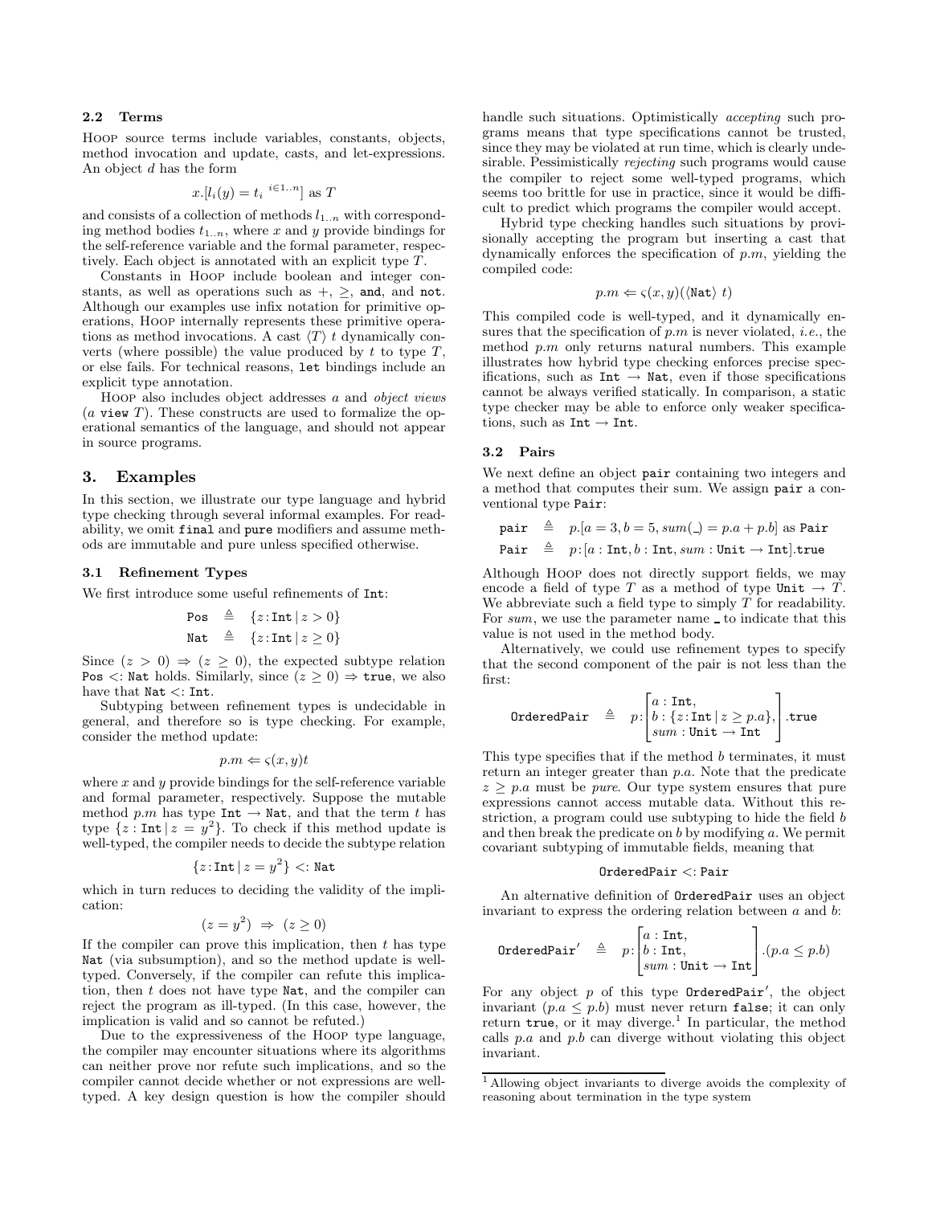### 2.2 Terms

Hoop source terms include variables, constants, objects, method invocation and update, casts, and let-expressions. An object $d$ has the form

$$x.[l_i(y) = t_i \;{}^{i \in 1..n}] \text{ as } T$$

and consists of a collection of methods $l_{1..n}$ with corresponding method bodies $t_{1..n}$, where $x$ and $y$ provide bindings for the self-reference variable and the formal parameter, respectively. Each object is annotated with an explicit type $T$.

Constants in Hoop include boolean and integer constants, as well as operations such as $+$, $\geq$, `and`, and `not`. Although our examples use infix notation for primitive operations, Hoop internally represents these primitive operations as method invocations. A cast $\langle T \rangle\ t$ dynamically converts (where possible) the value produced by $t$ to type $T$, or else fails. For technical reasons, `let` bindings include an explicit type annotation.

Hoop also includes object addresses $a$ and *object views* ($a$ `view` $T$). These constructs are used to formalize the operational semantics of the language, and should not appear in source programs.

## 3. Examples

In this section, we illustrate our type language and hybrid type checking through several informal examples. For readability, we omit `final` and `pure` modifiers and assume methods are immutable and pure unless specified otherwise.

### 3.1 Refinement Types

We first introduce some useful refinements of `Int`:

$$\texttt{Pos} \;\triangleq\; \{z\!:\!\texttt{Int} \mid z > 0\}$$
$$\texttt{Nat} \;\triangleq\; \{z\!:\!\texttt{Int} \mid z \geq 0\}$$

Since $(z > 0) \Rightarrow (z \geq 0)$, the expected subtype relation `Pos` $<:$ `Nat` holds. Similarly, since $(z \geq 0) \Rightarrow \texttt{true}$, we also have that `Nat` $<:$ `Int`.

Subtyping between refinement types is undecidable in general, and therefore so is type checking. For example, consider the method update:

$$p.m \Leftarrow \varsigma(x, y)t$$

where $x$ and $y$ provide bindings for the self-reference variable and formal parameter, respectively. Suppose the mutable method $p.m$ has type `Int` $\to$ `Nat`, and that the term $t$ has type $\{z : \texttt{Int} \mid z = y^2\}$. To check if this method update is well-typed, the compiler needs to decide the subtype relation

$$\{z\!:\!\texttt{Int} \mid z = y^2\} <: \texttt{Nat}$$

which in turn reduces to deciding the validity of the implication:

$$(z = y^2) \;\Rightarrow\; (z \geq 0)$$

If the compiler can prove this implication, then $t$ has type `Nat` (via subsumption), and so the method update is well-typed. Conversely, if the compiler can refute this implication, then $t$ does not have type `Nat`, and the compiler can reject the program as ill-typed. (In this case, however, the implication is valid and so cannot be refuted.)

Due to the expressiveness of the Hoop type language, the compiler may encounter situations where its algorithms can neither prove nor refute such implications, and so the compiler cannot decide whether or not expressions are well-typed. A key design question is how the compiler should handle such situations. Optimistically *accepting* such programs means that type specifications cannot be trusted, since they may be violated at run time, which is clearly undesirable. Pessimistically *rejecting* such programs would cause the compiler to reject some well-typed programs, which seems too brittle for use in practice, since it would be difficult to predict which programs the compiler would accept.

Hybrid type checking handles such situations by provisionally accepting the program but inserting a cast that dynamically enforces the specification of $p.m$, yielding the compiled code:

$$p.m \Leftarrow \varsigma(x, y)(\langle \texttt{Nat} \rangle\ t)$$

This compiled code is well-typed, and it dynamically ensures that the specification of $p.m$ is never violated, *i.e.*, the method $p.m$ only returns natural numbers. This example illustrates how hybrid type checking enforces precise specifications, such as `Int` $\to$ `Nat`, even if those specifications cannot be always verified statically. In comparison, a static type checker may be able to enforce only weaker specifications, such as `Int` $\to$ `Int`.

### 3.2 Pairs

We next define an object `pair` containing two integers and a method that computes their sum. We assign `pair` a conventional type `Pair`:

$$\texttt{pair} \;\triangleq\; p.[a = 3, b = 5, sum(\_) = p.a + p.b] \text{ as } \texttt{Pair}$$
$$\texttt{Pair} \;\triangleq\; p\!:\![a : \texttt{Int}, b : \texttt{Int}, sum : \texttt{Unit} \to \texttt{Int}].\texttt{true}$$

Although Hoop does not directly support fields, we may encode a field of type $T$ as a method of type `Unit` $\to T$. We abbreviate such a field type to simply $T$ for readability. For $sum$, we use the parameter name _ to indicate that this value is not used in the method body.

Alternatively, we could use refinement types to specify that the second component of the pair is not less than the first:

$$\texttt{OrderedPair} \;\triangleq\; p\!:\!\begin{bmatrix} a : \texttt{Int}, \\ b : \{z\!:\!\texttt{Int} \mid z \geq p.a\}, \\ sum : \texttt{Unit} \to \texttt{Int} \end{bmatrix}.\texttt{true}$$

This type specifies that if the method $b$ terminates, it must return an integer greater than $p.a$. Note that the predicate $z \geq p.a$ must be *pure*. Our type system ensures that pure expressions cannot access mutable data. Without this restriction, a program could use subtyping to hide the field $b$ and then break the predicate on $b$ by modifying $a$. We permit covariant subtyping of immutable fields, meaning that

$$\texttt{OrderedPair} <: \texttt{Pair}$$

An alternative definition of `OrderedPair` uses an object invariant to express the ordering relation between $a$ and $b$:

$$\texttt{OrderedPair}' \;\triangleq\; p\!:\!\begin{bmatrix} a : \texttt{Int}, \\ b : \texttt{Int}, \\ sum : \texttt{Unit} \to \texttt{Int} \end{bmatrix}.(p.a \leq p.b)$$

For any object $p$ of this type `OrderedPair'`, the object invariant $(p.a \leq p.b)$ must never return `false`; it can only return `true`, or it may diverge.[1] In particular, the method calls $p.a$ and $p.b$ can diverge without violating this object invariant.

[1] Allowing object invariants to diverge avoids the complexity of reasoning about termination in the type system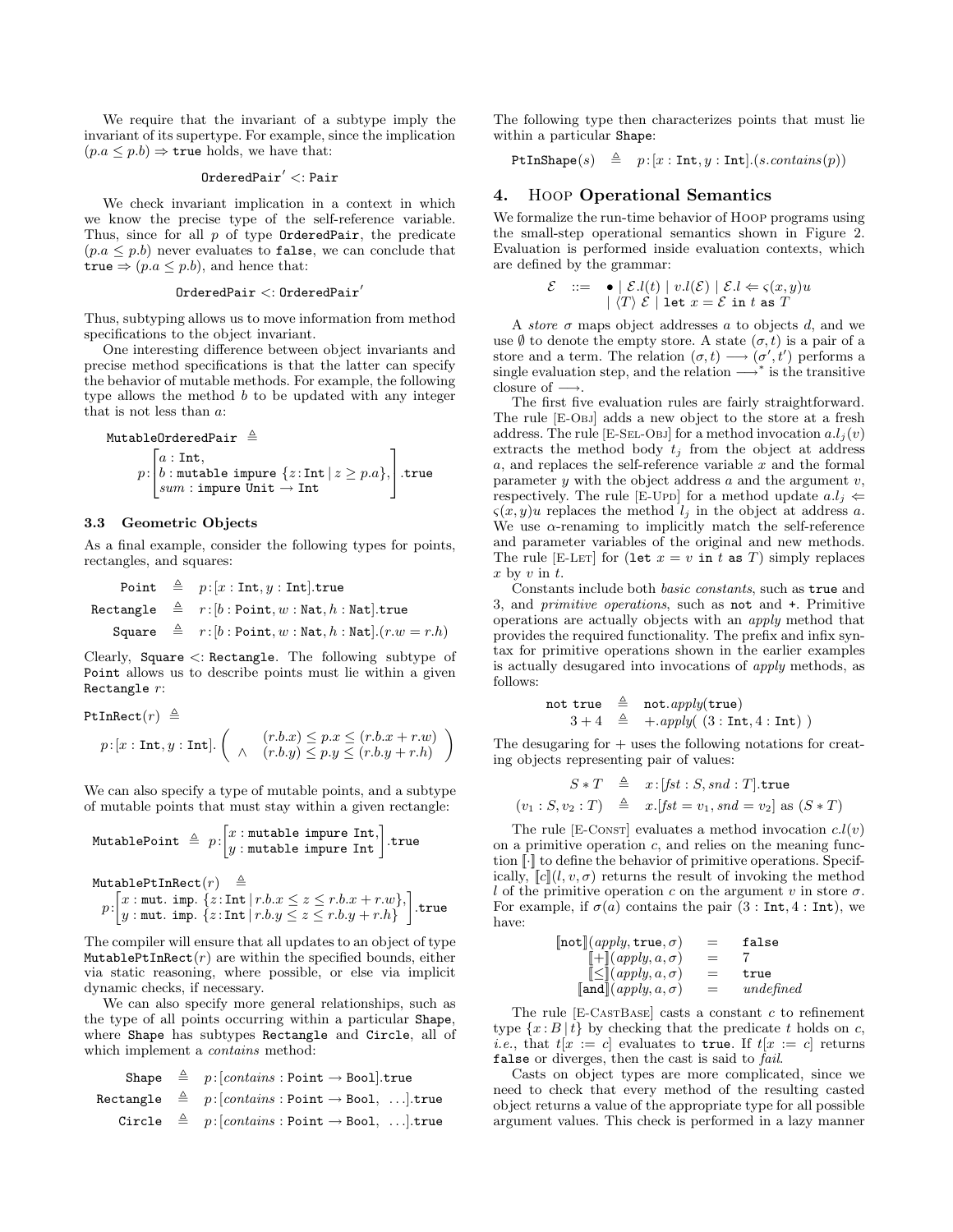We require that the invariant of a subtype imply the invariant of its supertype. For example, since the implication $(p.a \leq p.b) \Rightarrow \texttt{true}$ holds, we have that:

$$\texttt{OrderedPair}' <: \texttt{Pair}$$

We check invariant implication in a context in which we know the precise type of the self-reference variable. Thus, since for all $p$ of type `OrderedPair`, the predicate $(p.a \leq p.b)$ never evaluates to `false`, we can conclude that $\texttt{true} \Rightarrow (p.a \leq p.b)$, and hence that:

$$\texttt{OrderedPair} <: \texttt{OrderedPair}'$$

Thus, subtyping allows us to move information from method specifications to the object invariant.

One interesting difference between object invariants and precise method specifications is that the latter can specify the behavior of mutable methods. For example, the following type allows the method $b$ to be updated with any integer that is not less than $a$:

$$\texttt{MutableOrderedPair} \triangleq$$
$$p\!:\!\begin{bmatrix} a : \texttt{Int}, \\ b : \texttt{mutable impure } \{z\!:\!\texttt{Int} \mid z \geq p.a\}, \\ sum : \texttt{impure Unit} \rightarrow \texttt{Int} \end{bmatrix}.\texttt{true}$$

### 3.3 Geometric Objects

As a final example, consider the following types for points, rectangles, and squares:

$$\begin{array}{rcl} \texttt{Point} & \triangleq & p\!:\![x : \texttt{Int}, y : \texttt{Int}].\texttt{true} \\ \texttt{Rectangle} & \triangleq & r\!:\![b : \texttt{Point}, w : \texttt{Nat}, h : \texttt{Nat}].\texttt{true} \\ \texttt{Square} & \triangleq & r\!:\![b : \texttt{Point}, w : \texttt{Nat}, h : \texttt{Nat}].(r.w = r.h) \end{array}$$

Clearly, `Square` $<:$ `Rectangle`. The following subtype of `Point` allows us to describe points must lie within a given `Rectangle` $r$:

$$\texttt{PtInRect}(r) \triangleq$$
$$p\!:\![x : \texttt{Int}, y : \texttt{Int}].\left(\begin{array}{rc} & (r.b.x) \leq p.x \leq (r.b.x + r.w) \\ \wedge & (r.b.y) \leq p.y \leq (r.b.y + r.h) \end{array}\right)$$

We can also specify a type of mutable points, and a subtype of mutable points that must stay within a given rectangle:

$$\texttt{MutablePoint} \triangleq p\!:\!\begin{bmatrix} x : \texttt{mutable impure Int}, \\ y : \texttt{mutable impure Int} \end{bmatrix}.\texttt{true}$$

$$\texttt{MutablePtInRect}(r) \triangleq$$
$$p\!:\!\begin{bmatrix} x : \texttt{mut. imp. } \{z\!:\!\texttt{Int} \mid r.b.x \leq z \leq r.b.x + r.w\}, \\ y : \texttt{mut. imp. } \{z\!:\!\texttt{Int} \mid r.b.y \leq z \leq r.b.y + r.h\} \end{bmatrix}.\texttt{true}$$

The compiler will ensure that all updates to an object of type `MutablePtInRect`$(r)$ are within the specified bounds, either via static reasoning, where possible, or else via implicit dynamic checks, if necessary.

We can also specify more general relationships, such as the type of all points occurring within a particular `Shape`, where `Shape` has subtypes `Rectangle` and `Circle`, all of which implement a *contains* method:

$$\begin{array}{rcl} \texttt{Shape} & \triangleq & p\!:\![contains : \texttt{Point} \rightarrow \texttt{Bool}].\texttt{true} \\ \texttt{Rectangle} & \triangleq & p\!:\![contains : \texttt{Point} \rightarrow \texttt{Bool},\ \ldots].\texttt{true} \\ \texttt{Circle} & \triangleq & p\!:\![contains : \texttt{Point} \rightarrow \texttt{Bool},\ \ldots].\texttt{true} \end{array}$$

The following type then characterizes points that must lie within a particular `Shape`:

$$\texttt{PtInShape}(s) \triangleq p\!:\![x : \texttt{Int}, y : \texttt{Int}].(s.contains(p))$$

## 4. Hoop Operational Semantics

We formalize the run-time behavior of Hoop programs using the small-step operational semantics shown in Figure 2. Evaluation is performed inside evaluation contexts, which are defined by the grammar:

$$\begin{array}{rcl} \mathcal{E} & ::= & \bullet \mid \mathcal{E}.l(t) \mid v.l(\mathcal{E}) \mid \mathcal{E}.l \Leftarrow \varsigma(x,y)u \\ & \mid & \langle T \rangle\ \mathcal{E} \mid \texttt{let } x = \mathcal{E} \texttt{ in } t \texttt{ as } T \end{array}$$

A *store* $\sigma$ maps object addresses $a$ to objects $d$, and we use $\emptyset$ to denote the empty store. A state $(\sigma, t)$ is a pair of a store and a term. The relation $(\sigma, t) \longrightarrow (\sigma', t')$ performs a single evaluation step, and the relation $\longrightarrow^*$ is the transitive closure of $\longrightarrow$.

The first five evaluation rules are fairly straightforward. The rule [E-Obj] adds a new object to the store at a fresh address. The rule [E-Sel-Obj] for a method invocation $a.l_j(v)$ extracts the method body $t_j$ from the object at address $a$, and replaces the self-reference variable $x$ and the formal parameter $y$ with the object address $a$ and the argument $v$, respectively. The rule [E-Upd] for a method update $a.l_j \Leftarrow \varsigma(x,y)u$ replaces the method $l_j$ in the object at address $a$. We use $\alpha$-renaming to implicitly match the self-reference and parameter variables of the original and new methods. The rule [E-Let] for ($\texttt{let } x = v \texttt{ in } t \texttt{ as } T$) simply replaces $x$ by $v$ in $t$.

Constants include both *basic constants*, such as `true` and 3, and *primitive operations*, such as `not` and `+`. Primitive operations are actually objects with an *apply* method that provides the required functionality. The prefix and infix syntax for primitive operations shown in the earlier examples is actually desugared into invocations of *apply* methods, as follows:

$$\begin{array}{rcl} \texttt{not true} & \triangleq & \texttt{not}.apply(\texttt{true}) \\ 3 + 4 & \triangleq & +.apply(\ (3 : \texttt{Int}, 4 : \texttt{Int})\ ) \end{array}$$

The desugaring for + uses the following notations for creating objects representing pair of values:

$$\begin{array}{rcl} S * T & \triangleq & x\!:\![fst : S, snd : T].\texttt{true} \\ (v_1 : S, v_2 : T) & \triangleq & x.[fst = v_1, snd = v_2] \text{ as } (S * T) \end{array}$$

The rule [E-Const] evaluates a method invocation $c.l(v)$ on a primitive operation $c$, and relies on the meaning function $[\![\cdot]\!]$ to define the behavior of primitive operations. Specifically, $[\![c]\!](l, v, \sigma)$ returns the result of invoking the method $l$ of the primitive operation $c$ on the argument $v$ in store $\sigma$. For example, if $\sigma(a)$ contains the pair $(3 : \texttt{Int}, 4 : \texttt{Int})$, we have:

$$\begin{array}{rcl} [\![\texttt{not}]\!](apply, \texttt{true}, \sigma) & = & \texttt{false} \\ [\![+]\!](apply, a, \sigma) & = & 7 \\ [\![\leq]\!](apply, a, \sigma) & = & \texttt{true} \\ [\![\texttt{and}]\!](apply, a, \sigma) & = & \textit{undefined} \end{array}$$

The rule [E-CastBase] casts a constant $c$ to refinement type $\{x : B \mid t\}$ by checking that the predicate $t$ holds on $c$, *i.e.*, that $t[x := c]$ evaluates to `true`. If $t[x := c]$ returns `false` or diverges, then the cast is said to *fail*.

Casts on object types are more complicated, since we need to check that every method of the resulting casted object returns a value of the appropriate type for all possible argument values. This check is performed in a lazy manner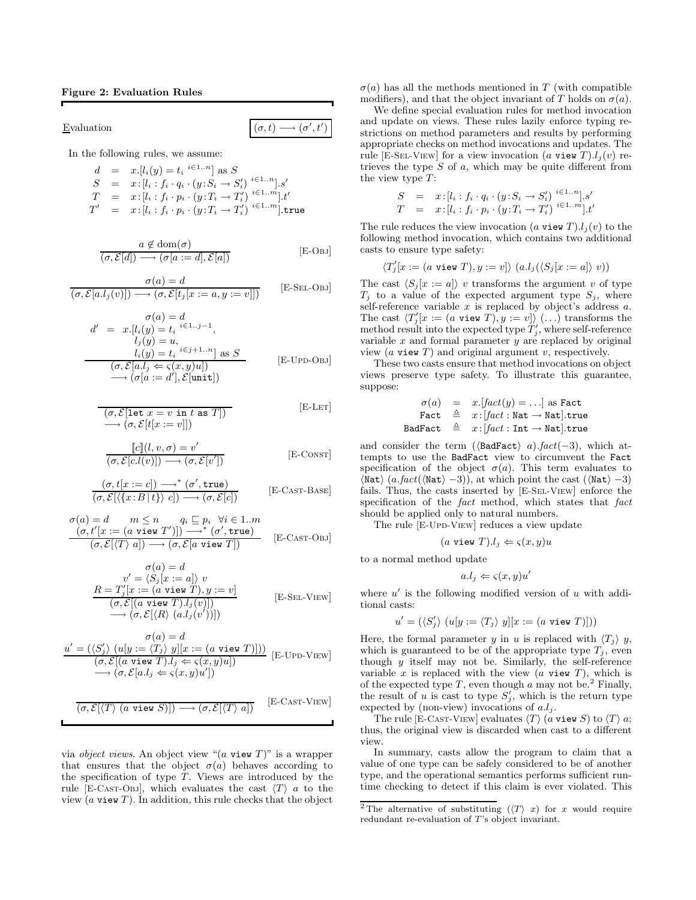**Figure 2: Evaluation Rules**

Evaluation $\boxed{(\sigma, t) \longrightarrow (\sigma', t')}$

In the following rules, we assume:

$$
\begin{array}{rcl}
d & = & x.[l_i(y) = t_i \ ^{i \in 1..n}] \text{ as } S \\
S & = & x\!:\![l_i : f_i \cdot q_i \cdot (y\!:\!S_i \rightarrow S'_i) \ ^{i \in 1..n}].s' \\
T & = & x\!:\![l_i : f_i \cdot p_i \cdot (y\!:\!T_i \rightarrow T'_i) \ ^{i \in 1..m}].t' \\
T' & = & x\!:\![l_i : f_i \cdot p_i \cdot (y\!:\!T_i \rightarrow T'_i) \ ^{i \in 1..m}].\texttt{true}
\end{array}
$$

$$
\frac{a \notin \text{dom}(\sigma)}{(\sigma, \mathcal{E}[d]) \longrightarrow (\sigma[a := d], \mathcal{E}[a])} \quad \text{[E-Obj]}
$$

$$
\frac{\sigma(a) = d}{(\sigma, \mathcal{E}[a.l_j(v)]) \longrightarrow (\sigma, \mathcal{E}[t_j[x := a, y := v]])} \quad \text{[E-Sel-Obj]}
$$

$$
\frac{\begin{array}{c}\sigma(a) = d \\ d' \;=\; x.[l_i(y) = t_i \ ^{i \in 1..j-1}, \\ l_j(y) = u, \\ l_i(y) = t_i \ ^{i \in j+1..n}] \text{ as } S\end{array}}{\begin{array}{c}(\sigma, \mathcal{E}[a.l_j \Leftarrow \varsigma(x,y)u]) \\ \longrightarrow (\sigma[a := d'], \mathcal{E}[\texttt{unit}])\end{array}} \quad \text{[E-Upd-Obj]}
$$

$$
\frac{}{\begin{array}{c}(\sigma, \mathcal{E}[\texttt{let } x = v \texttt{ in } t \texttt{ as } T]) \\ \longrightarrow (\sigma, \mathcal{E}[t[x := v]])\end{array}} \quad \text{[E-Let]}
$$

$$
\frac{[\![c]\!](l, v, \sigma) = v'}{(\sigma, \mathcal{E}[c.l(v)]) \longrightarrow (\sigma, \mathcal{E}[v'])} \quad \text{[E-Const]}
$$

$$
\frac{(\sigma, t[x := c]) \longrightarrow^* (\sigma', \texttt{true})}{(\sigma, \mathcal{E}[\langle\{x\!:\!B \,|\, t\}\rangle \ c]) \longrightarrow (\sigma, \mathcal{E}[c])} \quad \text{[E-Cast-Base]}
$$

$$
\frac{\begin{array}{c}\sigma(a) = d \qquad m \leq n \qquad q_i \sqsubseteq p_i \quad \forall i \in 1..m \\ (\sigma, t'[x := (a \texttt{ view } T')]) \longrightarrow^* (\sigma', \texttt{true})\end{array}}{(\sigma, \mathcal{E}[\langle T \rangle \ a]) \longrightarrow (\sigma, \mathcal{E}[a \texttt{ view } T])} \quad \text{[E-Cast-Obj]}
$$

$$
\frac{\begin{array}{c}\sigma(a) = d \\ v' = \langle S_j[x := a] \rangle \ v \\ R = T'_j[x := (a \texttt{ view } T), y := v]\end{array}}{\begin{array}{c}(\sigma, \mathcal{E}[(a \texttt{ view } T).l_j(v)]) \\ \longrightarrow (\sigma, \mathcal{E}[\langle R \rangle \ (a.l_j(v'))])\end{array}} \quad \text{[E-Sel-View]}
$$

$$
\frac{\begin{array}{c}\sigma(a) = d \\ u' = (\langle S'_j \rangle \ (u[y := \langle T_j \rangle \ y][x := (a \texttt{ view } T)]))\end{array}}{\begin{array}{c}(\sigma, \mathcal{E}[(a \texttt{ view } T).l_j \Leftarrow \varsigma(x,y)u]) \\ \longrightarrow (\sigma, \mathcal{E}[a.l_j \Leftarrow \varsigma(x,y)u'])\end{array}} \quad \text{[E-Upd-View]}
$$

$$
\frac{}{(\sigma, \mathcal{E}[\langle T \rangle \ (a \texttt{ view } S)]) \longrightarrow (\sigma, \mathcal{E}[\langle T \rangle \ a])} \quad \text{[E-Cast-View]}
$$

via *object views*. An object view "($a$ `view` $T$)" is a wrapper that ensures that the object $\sigma(a)$ behaves according to the specification of type $T$. Views are introduced by the rule [E-Cast-Obj], which evaluates the cast $\langle T \rangle \ a$ to the view ($a$ `view` $T$). In addition, this rule checks that the object $\sigma(a)$ has all the methods mentioned in $T$ (with compatible modifiers), and that the object invariant of $T$ holds on $\sigma(a)$.

We define special evaluation rules for method invocation and update on views. These rules lazily enforce typing restrictions on method parameters and results by performing appropriate checks on method invocations and updates. The rule [E-Sel-View] for a view invocation ($a$ `view` $T$)$.l_j(v)$ retrieves the type $S$ of $a$, which may be quite different from the view type $T$:

$$
\begin{array}{rcl}
S & = & x\!:\![l_i : f_i \cdot q_i \cdot (y\!:\!S_i \rightarrow S'_i) \ ^{i \in 1..n}].s' \\
T & = & x\!:\![l_i : f_i \cdot p_i \cdot (y\!:\!T_i \rightarrow T'_i) \ ^{i \in 1..m}].t'
\end{array}
$$

The rule reduces the view invocation ($a$ `view` $T$)$.l_j(v)$ to the following method invocation, which contains two additional casts to ensure type safety:

$$
\langle T'_j[x := (a \texttt{ view } T), y := v] \rangle \ (a.l_j(\langle S_j[x := a] \rangle \ v))
$$

The cast $\langle S_j[x := a] \rangle \ v$ transforms the argument $v$ of type $T_j$ to a value of the expected argument type $S_j$, where self-reference variable $x$ is replaced by object's address $a$. The cast $\langle T'_j[x := (a \texttt{ view } T), y := v] \rangle \ (\ldots)$ transforms the method result into the expected type $T'_j$, where self-reference variable $x$ and formal parameter $y$ are replaced by original view ($a$ `view` $T$) and original argument $v$, respectively.

These two casts ensure that method invocations on object views preserve type safety. To illustrate this guarantee, suppose:

$$
\begin{array}{rcl}
\sigma(a) & = & x.[\mathit{fact}(y) = \ldots] \text{ as } \texttt{Fact} \\
\texttt{Fact} & \triangleq & x\!:\![\mathit{fact} : \texttt{Nat} \rightarrow \texttt{Nat}].\texttt{true} \\
\texttt{BadFact} & \triangleq & x\!:\![\mathit{fact} : \texttt{Int} \rightarrow \texttt{Nat}].\texttt{true}
\end{array}
$$

and consider the term ($\langle \texttt{BadFact} \rangle \ a).\mathit{fact}(-3)$, which attempts to use the `BadFact` view to circumvent the `Fact` specification of the object $\sigma(a)$. This term evaluates to $\langle \texttt{Nat} \rangle \ (a.\mathit{fact}(\langle \texttt{Nat} \rangle \ {-3}))$, at which point the cast ($\langle \texttt{Nat} \rangle \ {-3}$) fails. Thus, the casts inserted by [E-Sel-View] enforce the specification of the *fact* method, which states that *fact* should be applied only to natural numbers.

The rule [E-Upd-View] reduces a view update

$$
(a \texttt{ view } T).l_j \Leftarrow \varsigma(x,y)u
$$

to a normal method update

$$
a.l_j \Leftarrow \varsigma(x,y)u'
$$

where $u'$ is the following modified version of $u$ with additional casts:

$$
u' = (\langle S'_j \rangle \ (u[y := \langle T_j \rangle \ y][x := (a \texttt{ view } T)]))
$$

Here, the formal parameter $y$ in $u$ is replaced with $\langle T_j \rangle \ y$, which is guaranteed to be of the appropriate type $T_j$, even though $y$ itself may not be. Similarly, the self-reference variable $x$ is replaced with the view ($a$ `view` $T$), which is of the expected type $T$, even though $a$ may not be.[2] Finally, the result of $u$ is cast to type $S'_j$, which is the return type expected by (non-view) invocations of $a.l_j$.

The rule [E-Cast-View] evaluates $\langle T \rangle \ (a \texttt{ view } S)$ to $\langle T \rangle \ a$; thus, the original view is discarded when cast to a different view.

In summary, casts allow the program to claim that a value of one type can be safely considered to be of another type, and the operational semantics performs sufficient run-time checking to detect if this claim is ever violated. This

[2] The alternative of substituting ($\langle T \rangle \ x$) for $x$ would require redundant re-evaluation of $T$'s object invariant.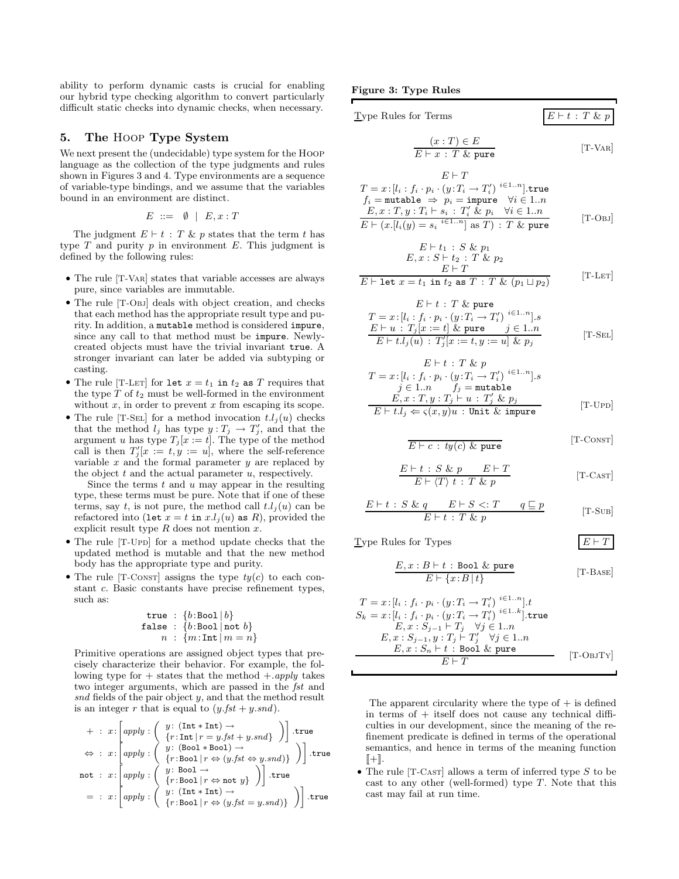ability to perform dynamic casts is crucial for enabling our hybrid type checking algorithm to convert particularly difficult static checks into dynamic checks, when necessary.

## 5. The Hoop Type System

We next present the (undecidable) type system for the Hoop language as the collection of the type judgments and rules shown in Figures 3 and 4. Type environments are a sequence of variable-type bindings, and we assume that the variables bound in an environment are distinct.

$$E \;::=\; \emptyset \;\mid\; E, x:T$$

The judgment $E \vdash t : T \;\&\; p$ states that the term $t$ has type $T$ and purity $p$ in environment $E$. This judgment is defined by the following rules:

- The rule [T-Var] states that variable accesses are always pure, since variables are immutable.
- The rule [T-Obj] deals with object creation, and checks that each method has the appropriate result type and purity. In addition, a `mutable` method is considered `impure`, since any call to that method must be `impure`. Newly-created objects must have the trivial invariant `true`. A stronger invariant can later be added via subtyping or casting.
- The rule [T-Let] for `let` $x = t_1$ `in` $t_2$ `as` $T$ requires that the type $T$ of $t_2$ must be well-formed in the environment without $x$, in order to prevent $x$ from escaping its scope.
- The rule [T-Sel] for a method invocation $t.l_j(u)$ checks that the method $l_j$ has type $y : T_j \to T'_j$, and that the argument $u$ has type $T_j[x := t]$. The type of the method call is then $T'_j[x := t, y := u]$, where the self-reference variable $x$ and the formal parameter $y$ are replaced by the object $t$ and the actual parameter $u$, respectively.

  Since the terms $t$ and $u$ may appear in the resulting type, these terms must be pure. Note that if one of these terms, say $t$, is not pure, the method call $t.l_j(u)$ can be refactored into (`let` $x = t$ `in` $x.l_j(u)$ `as` $R$), provided the explicit result type $R$ does not mention $x$.
- The rule [T-Upd] for a method update checks that the updated method is mutable and that the new method body has the appropriate type and purity.
- The rule [T-Const] assigns the type $ty(c)$ to each constant $c$. Basic constants have precise refinement types, such as:

$$\begin{aligned}
\texttt{true} &: \{b{:}\texttt{Bool} \mid b\} \\
\texttt{false} &: \{b{:}\texttt{Bool} \mid \texttt{not}\ b\} \\
n &: \{m{:}\texttt{Int} \mid m = n\}
\end{aligned}$$

  Primitive operations are assigned object types that precisely characterize their behavior. For example, the following type for $+$ states that the method $+.apply$ takes two integer arguments, which are passed in the $fst$ and $snd$ fields of the pair object $y$, and that the method result is an integer $r$ that is equal to $(y.fst + y.snd)$.

$$\begin{aligned}
+ &: x{:}\left[ apply : \left( \begin{array}{l} y{:}\ (\texttt{Int} * \texttt{Int}) \to \\ \{r{:}\texttt{Int} \mid r = y.fst + y.snd\} \end{array} \right) \right].\texttt{true} \\
\Leftrightarrow &: x{:}\left[ apply : \left( \begin{array}{l} y{:}\ (\texttt{Bool} * \texttt{Bool}) \to \\ \{r{:}\texttt{Bool} \mid r \Leftrightarrow (y.fst \Leftrightarrow y.snd)\} \end{array} \right) \right].\texttt{true} \\
\texttt{not} &: x{:}\left[ apply : \left( \begin{array}{l} y{:}\ \texttt{Bool} \to \\ \{r{:}\texttt{Bool} \mid r \Leftrightarrow \texttt{not}\ y\} \end{array} \right) \right].\texttt{true} \\
= &: x{:}\left[ apply : \left( \begin{array}{l} y{:}\ (\texttt{Int} * \texttt{Int}) \to \\ \{r{:}\texttt{Bool} \mid r \Leftrightarrow (y.fst = y.snd)\} \end{array} \right) \right].\texttt{true}
\end{aligned}$$

**Figure 3: Type Rules**

Type Rules for Terms $\quad E \vdash t : T \;\&\; p$

$$\frac{(x : T) \in E}{E \vdash x : T \;\&\; \texttt{pure}} \quad \text{[T-Var]}$$

$$\frac{\begin{array}{c} E \vdash T \\ T = x{:}[l_i : f_i \cdot p_i \cdot (y{:}T_i \to T'_i)^{\ i \in 1..n}].\texttt{true} \\ f_i = \texttt{mutable} \;\Rightarrow\; p_i = \texttt{impure} \quad \forall i \in 1..n \\ E, x : T, y : T_i \vdash s_i : T'_i \;\&\; p_i \quad \forall i \in 1..n \end{array}}{E \vdash (x.[l_i(y) = s_i\ ^{i \in 1..n}] \text{ as } T) : T \;\&\; \texttt{pure}} \quad \text{[T-Obj]}$$

$$\frac{\begin{array}{c} E \vdash t_1 : S \;\&\; p_1 \\ E, x : S \vdash t_2 : T \;\&\; p_2 \\ E \vdash T \end{array}}{E \vdash \texttt{let}\ x = t_1\ \texttt{in}\ t_2\ \texttt{as}\ T : T \;\&\; (p_1 \sqcup p_2)} \quad \text{[T-Let]}$$

$$\frac{\begin{array}{c} E \vdash t : T \;\&\; \texttt{pure} \\ T = x{:}[l_i : f_i \cdot p_i \cdot (y{:}T_i \to T'_i)^{\ i \in 1..n}].s \\ E \vdash u : T_j[x := t] \;\&\; \texttt{pure} \quad j \in 1..n \end{array}}{E \vdash t.l_j(u) : T'_j[x := t, y := u] \;\&\; p_j} \quad \text{[T-Sel]}$$

$$\frac{\begin{array}{c} E \vdash t : T \;\&\; p \\ T = x{:}[l_i : f_i \cdot p_i \cdot (y{:}T_i \to T'_i)^{\ i \in 1..n}].s \\ j \in 1..n \qquad f_j = \texttt{mutable} \\ E, x : T, y : T_j \vdash u : T'_j \;\&\; p_j \end{array}}{E \vdash t.l_j \Leftarrow \varsigma(x, y)u : \texttt{Unit} \;\&\; \texttt{impure}} \quad \text{[T-Upd]}$$

$$\frac{}{E \vdash c : ty(c) \;\&\; \texttt{pure}} \quad \text{[T-Const]}$$

$$\frac{E \vdash t : S \;\&\; p \qquad E \vdash T}{E \vdash \langle T \rangle\ t : T \;\&\; p} \quad \text{[T-Cast]}$$

$$\frac{E \vdash t : S \;\&\; q \qquad E \vdash S <: T \qquad q \sqsubseteq p}{E \vdash t : T \;\&\; p} \quad \text{[T-Sub]}$$

Type Rules for Types $\quad E \vdash T$

$$\frac{E, x : B \vdash t : \texttt{Bool} \;\&\; \texttt{pure}}{E \vdash \{x{:}B \mid t\}} \quad \text{[T-Base]}$$

$$\frac{\begin{array}{c} T = x{:}[l_i : f_i \cdot p_i \cdot (y{:}T_i \to T'_i)^{\ i \in 1..n}].t \\ S_k = x{:}[l_i : f_i \cdot p_i \cdot (y{:}T_i \to T'_i)^{\ i \in 1..k}].\texttt{true} \\ E, x : S_{j-1} \vdash T_j \quad \forall j \in 1..n \\ E, x : S_{j-1}, y : T_j \vdash T'_j \quad \forall j \in 1..n \\ E, x : S_n \vdash t : \texttt{Bool} \;\&\; \texttt{pure} \end{array}}{E \vdash T} \quad \text{[T-ObjTy]}$$

The apparent circularity where the type of $+$ is defined in terms of $+$ itself does not cause any technical difficulties in our development, since the meaning of the refinement predicate is defined in terms of the operational semantics, and hence in terms of the meaning function $[\![+]\!]$.

- The rule [T-Cast] allows a term of inferred type $S$ to be cast to any other (well-formed) type $T$. Note that this cast may fail at run time.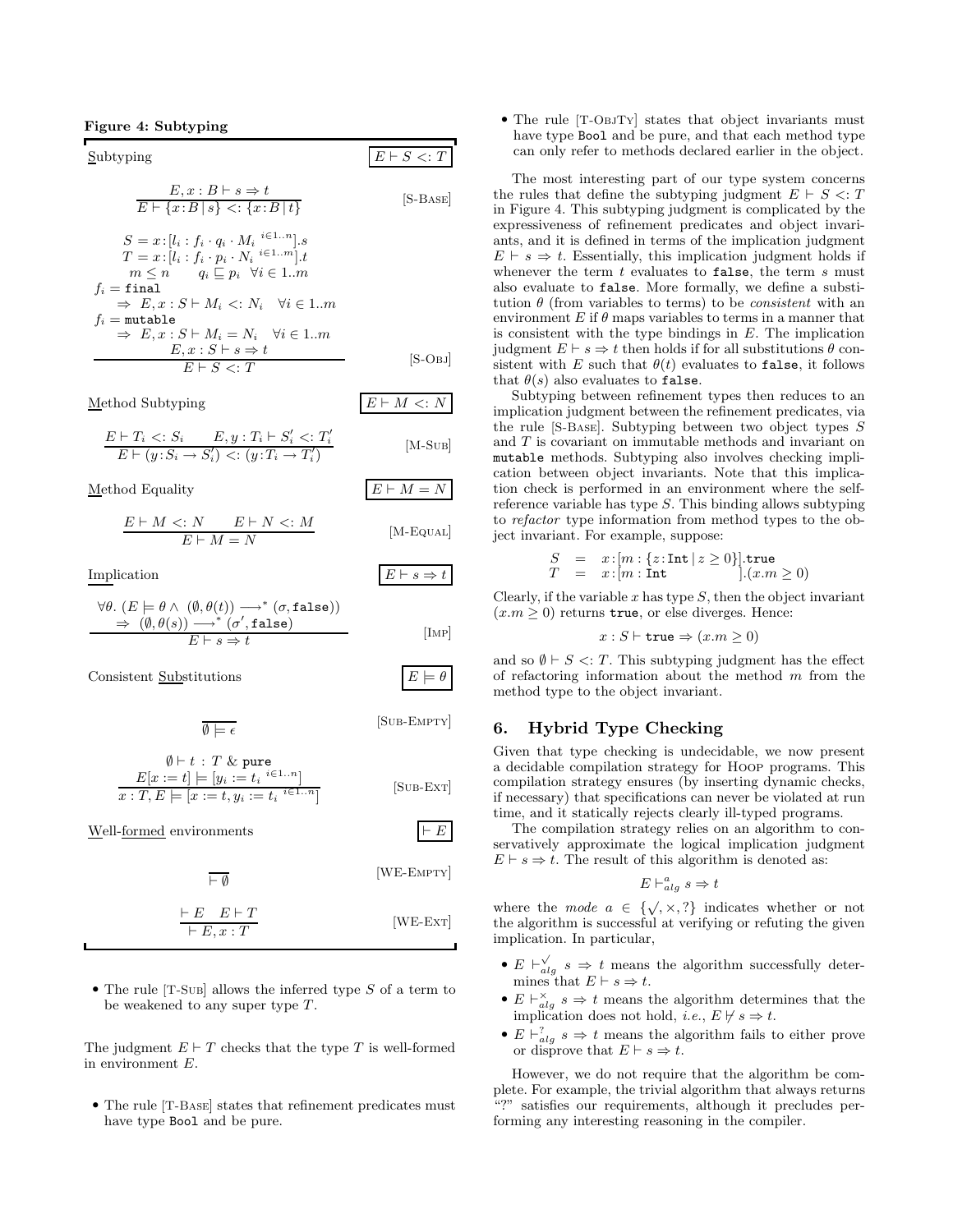**Figure 4: Subtyping**

Subtyping $\boxed{E \vdash S <: T}$

$$\frac{E, x : B \vdash s \Rightarrow t}{E \vdash \{x : B \mid s\} <: \{x : B \mid t\}} \quad \text{[S-Base]}$$

$$\frac{\begin{array}{l} S = x : [l_i : f_i \cdot q_i \cdot M_i \ ^{i \in 1..n}].s \\ T = x : [l_i : f_i \cdot p_i \cdot N_i \ ^{i \in 1..m}].t \\ m \leq n \qquad q_i \sqsubseteq p_i \ \ \forall i \in 1..m \\ f_i = \texttt{final} \\ \quad \Rightarrow \ E, x : S \vdash M_i <: N_i \quad \forall i \in 1..m \\ f_i = \texttt{mutable} \\ \quad \Rightarrow \ E, x : S \vdash M_i = N_i \quad \forall i \in 1..m \\ E, x : S \vdash s \Rightarrow t \end{array}}{E \vdash S <: T} \quad \text{[S-Obj]}$$

Method Subtyping $\boxed{E \vdash M <: N}$

$$\frac{E \vdash T_i <: S_i \qquad E, y : T_i \vdash S_i' <: T_i'}{E \vdash (y : S_i \to S_i') <: (y : T_i \to T_i')} \quad \text{[M-Sub]}$$

Method Equality $\boxed{E \vdash M = N}$

$$\frac{E \vdash M <: N \qquad E \vdash N <: M}{E \vdash M = N} \quad \text{[M-Equal]}$$

Implication $\boxed{E \vdash s \Rightarrow t}$

$$\frac{\begin{array}{l} \forall \theta. \ (E \models \theta \wedge \ (\emptyset, \theta(t)) \longrightarrow^* (\sigma, \texttt{false})) \\ \quad \Rightarrow \ (\emptyset, \theta(s)) \longrightarrow^* (\sigma', \texttt{false}) \end{array}}{E \vdash s \Rightarrow t} \quad \text{[Imp]}$$

Consistent Substitutions $\boxed{E \models \theta}$

$$\frac{}{\emptyset \models \epsilon} \quad \text{[Sub-Empty]}$$

$$\frac{\begin{array}{c} \emptyset \vdash t \ : \ T \ \& \ \texttt{pure} \\ E[x := t] \models [y_i := t_i \ ^{i \in 1..n}] \end{array}}{x : T, E \models [x := t, y_i := t_i \ ^{i \in 1..n}]} \quad \text{[Sub-Ext]}$$

Well-formed environments $\boxed{\vdash E}$

$$\frac{}{\vdash \emptyset} \quad \text{[WE-Empty]}$$

$$\frac{\vdash E \quad E \vdash T}{\vdash E, x : T} \quad \text{[WE-Ext]}$$

- The rule [T-Sub] allows the inferred type $S$ of a term to be weakened to any super type $T$.

The judgment $E \vdash T$ checks that the type $T$ is well-formed in environment $E$.

- The rule [T-Base] states that refinement predicates must have type `Bool` and be pure.
- The rule [T-ObjTy] states that object invariants must have type `Bool` and be pure, and that each method type can only refer to methods declared earlier in the object.

The most interesting part of our type system concerns the rules that define the subtyping judgment $E \vdash S <: T$ in Figure 4. This subtyping judgment is complicated by the expressiveness of refinement predicates and object invariants, and it is defined in terms of the implication judgment $E \vdash s \Rightarrow t$. Essentially, this implication judgment holds if whenever the term $t$ evaluates to `false`, the term $s$ must also evaluate to `false`. More formally, we define a substitution $\theta$ (from variables to terms) to be *consistent* with an environment $E$ if $\theta$ maps variables to terms in a manner that is consistent with the type bindings in $E$. The implication judgment $E \vdash s \Rightarrow t$ then holds if for all substitutions $\theta$ consistent with $E$ such that $\theta(t)$ evaluates to `false`, it follows that $\theta(s)$ also evaluates to `false`.

Subtyping between refinement types then reduces to an implication judgment between the refinement predicates, via the rule [S-Base]. Subtyping between two object types $S$ and $T$ is covariant on immutable methods and invariant on `mutable` methods. Subtyping also involves checking implication between object invariants. Note that this implication check is performed in an environment where the self-reference variable has type $S$. This binding allows subtyping to *refactor* type information from method types to the object invariant. For example, suppose:

$$\begin{array}{rcl} S & = & x : [m : \{z : \texttt{Int} \mid z \geq 0\}].\texttt{true} \\ T & = & x : [m : \texttt{Int}].(x.m \geq 0) \end{array}$$

Clearly, if the variable $x$ has type $S$, then the object invariant $(x.m \geq 0)$ returns `true`, or else diverges. Hence:

$$x : S \vdash \texttt{true} \Rightarrow (x.m \geq 0)$$

and so $\emptyset \vdash S <: T$. This subtyping judgment has the effect of refactoring information about the method $m$ from the method type to the object invariant.

## 6. Hybrid Type Checking

Given that type checking is undecidable, we now present a decidable compilation strategy for Hoop programs. This compilation strategy ensures (by inserting dynamic checks, if necessary) that specifications can never be violated at run time, and it statically rejects clearly ill-typed programs.

The compilation strategy relies on an algorithm to conservatively approximate the logical implication judgment $E \vdash s \Rightarrow t$. The result of this algorithm is denoted as:

$$E \vdash^a_{alg} s \Rightarrow t$$

where the *mode* $a \in \{\surd, \times, ?\}$ indicates whether or not the algorithm is successful at verifying or refuting the given implication. In particular,

- $E \vdash^{\surd}_{alg} s \Rightarrow t$ means the algorithm successfully determines that $E \vdash s \Rightarrow t$.
- $E \vdash^{\times}_{alg} s \Rightarrow t$ means the algorithm determines that the implication does not hold, *i.e.*, $E \not\vdash s \Rightarrow t$.
- $E \vdash^{?}_{alg} s \Rightarrow t$ means the algorithm fails to either prove or disprove that $E \vdash s \Rightarrow t$.

However, we do not require that the algorithm be complete. For example, the trivial algorithm that always returns "?" satisfies our requirements, although it precludes performing any interesting reasoning in the compiler.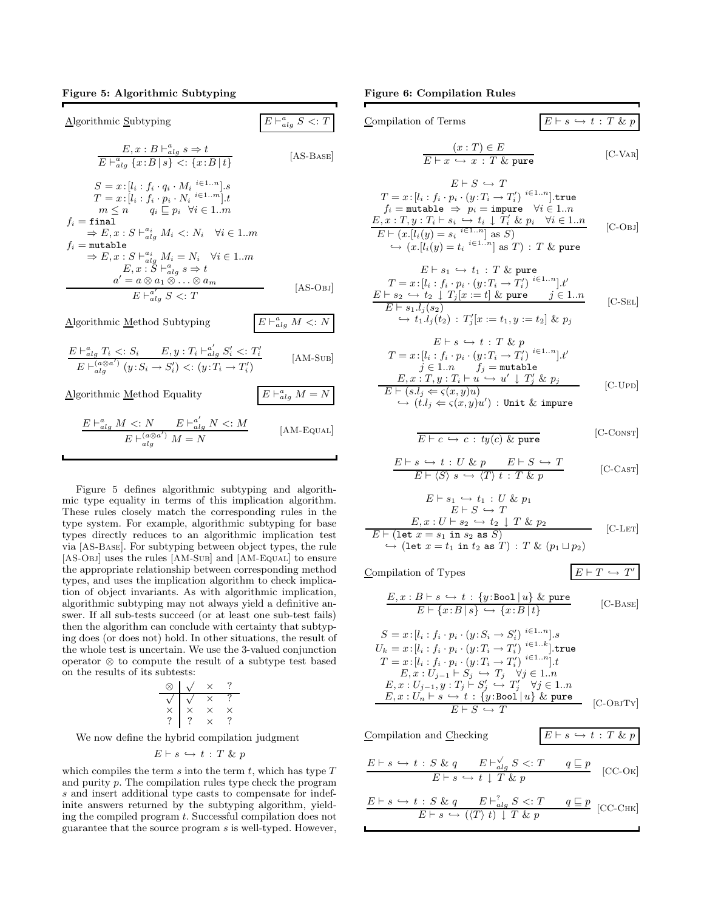**Figure 5: Algorithmic Subtyping**

Algorithmic Subtyping $\boxed{E \vdash^a_{alg} S <: T}$

$$\frac{E, x : B \vdash^a_{alg} s \Rightarrow t}{E \vdash^a_{alg} \{x{:}B \,|\, s\} <: \{x{:}B \,|\, t\}} \quad \text{[AS-Base]}$$

$$\frac{\begin{array}{l} S = x{:}[l_i : f_i \cdot q_i \cdot M_i \;^{i \in 1..n}].s \\ T = x{:}[l_i : f_i \cdot p_i \cdot N_i \;^{i \in 1..m}].t \\ m \le n \qquad q_i \sqsubseteq p_i \;\; \forall i \in 1..m \\ f_i = \texttt{final} \\ \quad \Rightarrow E, x : S \vdash^{a_i}_{alg} M_i <: N_i \quad \forall i \in 1..m \\ f_i = \texttt{mutable} \\ \quad \Rightarrow E, x : S \vdash^{a_i}_{alg} M_i = N_i \quad \forall i \in 1..m \\ E, x : S \vdash^a_{alg} s \Rightarrow t \\ a' = a \otimes a_1 \otimes \ldots \otimes a_m \end{array}}{E \vdash^{a'}_{alg} S <: T} \quad \text{[AS-Obj]}$$

Algorithmic Method Subtyping $\boxed{E \vdash^a_{alg} M <: N}$

$$\frac{E \vdash^a_{alg} T_i <: S_i \qquad E, y : T_i \vdash^{a'}_{alg} S'_i <: T'_i}{E \vdash^{(a \otimes a')}_{alg} (y{:}S_i \to S'_i) <: (y{:}T_i \to T'_i)} \quad \text{[AM-Sub]}$$

Algorithmic Method Equality $\boxed{E \vdash^a_{alg} M = N}$

$$\frac{E \vdash^a_{alg} M <: N \qquad E \vdash^{a'}_{alg} N <: M}{E \vdash^{(a \otimes a')}_{alg} M = N} \quad \text{[AM-Equal]}$$

Figure 5 defines algorithmic subtyping and algorithmic type equality in terms of this implication algorithm. These rules closely match the corresponding rules in the type system. For example, algorithmic subtyping for base types directly reduces to an algorithmic implication test via [AS-Base]. For subtyping between object types, the rule [AS-Obj] uses the rules [AM-Sub] and [AM-Equal] to ensure the appropriate relationship between corresponding method types, and uses the implication algorithm to check implication of object invariants. As with algorithmic implication, algorithmic subtyping may not always yield a definitive answer. If all sub-tests succeed (or at least one sub-test fails) then the algorithm can conclude with certainty that subtyping does (or does not) hold. In other situations, the result of the whole test is uncertain. We use the 3-valued conjunction operator $\otimes$ to compute the result of a subtype test based on the results of its subtests:

| $\otimes$ | $\surd$ | $\times$ | ? |
|---|---|---|---|
| $\surd$ | $\surd$ | $\times$ | ? |
| $\times$ | $\times$ | $\times$ | $\times$ |
| ? | ? | $\times$ | ? |

We now define the hybrid compilation judgment

$$E \vdash s \hookrightarrow t : T \;\&\; p$$

which compiles the term $s$ into the term $t$, which has type $T$ and purity $p$. The compilation rules type check the program $s$ and insert additional type casts to compensate for indefinite answers returned by the subtyping algorithm, yielding the compiled program $t$. Successful compilation does not guarantee that the source program $s$ is well-typed. However,

**Figure 6: Compilation Rules**

Compilation of Terms $\boxed{E \vdash s \hookrightarrow t : T \;\&\; p}$

$$\frac{(x : T) \in E}{E \vdash x \hookrightarrow x : T \;\&\; \texttt{pure}} \quad \text{[C-Var]}$$

$$\frac{\begin{array}{l} E \vdash S \hookrightarrow T \\ T = x{:}[l_i : f_i \cdot p_i \cdot (y{:}T_i \to T'_i) \;^{i \in 1..n}].\texttt{true} \\ f_i = \texttt{mutable} \Rightarrow p_i = \texttt{impure} \quad \forall i \in 1..n \\ E, x : T, y : T_i \vdash s_i \hookrightarrow t_i \downarrow T'_i \;\&\; p_i \quad \forall i \in 1..n \end{array}}{\begin{array}{l} E \vdash (x.[l_i(y) = s_i \;^{i \in 1..n}] \text{ as } S) \\ \quad \hookrightarrow (x.[l_i(y) = t_i \;^{i \in 1..n}] \text{ as } T) : T \;\&\; \texttt{pure} \end{array}} \quad \text{[C-Obj]}$$

$$\frac{\begin{array}{l} E \vdash s_1 \hookrightarrow t_1 : T \;\&\; \texttt{pure} \\ T = x{:}[l_i : f_i \cdot p_i \cdot (y{:}T_i \to T'_i) \;^{i \in 1..n}].t' \\ E \vdash s_2 \hookrightarrow t_2 \downarrow T_j[x := t] \;\&\; \texttt{pure} \qquad j \in 1..n \end{array}}{\begin{array}{l} E \vdash s_1.l_j(s_2) \\ \quad \hookrightarrow t_1.l_j(t_2) : T'_j[x := t_1, y := t_2] \;\&\; p_j \end{array}} \quad \text{[C-Sel]}$$

$$\frac{\begin{array}{l} E \vdash s \hookrightarrow t : T \;\&\; p \\ T = x{:}[l_i : f_i \cdot p_i \cdot (y{:}T_i \to T'_i) \;^{i \in 1..n}].t' \\ j \in 1..n \qquad f_j = \texttt{mutable} \\ E, x : T, y : T_j \vdash u \hookrightarrow u' \downarrow T'_j \;\&\; p_j \end{array}}{\begin{array}{l} E \vdash (s.l_j \Leftarrow \varsigma(x, y)u) \\ \quad \hookrightarrow (t.l_j \Leftarrow \varsigma(x, y)u') : \texttt{Unit} \;\&\; \texttt{impure} \end{array}} \quad \text{[C-Upd]}$$

$$\frac{}{E \vdash c \hookrightarrow c : ty(c) \;\&\; \texttt{pure}} \quad \text{[C-Const]}$$

$$\frac{E \vdash s \hookrightarrow t : U \;\&\; p \qquad E \vdash S \hookrightarrow T}{E \vdash \langle S \rangle\; s \hookrightarrow \langle T \rangle\; t : T \;\&\; p} \quad \text{[C-Cast]}$$

$$\frac{\begin{array}{l} E \vdash s_1 \hookrightarrow t_1 : U \;\&\; p_1 \\ E \vdash S \hookrightarrow T \\ E, x : U \vdash s_2 \hookrightarrow t_2 \downarrow T \;\&\; p_2 \end{array}}{\begin{array}{l} E \vdash (\texttt{let } x = s_1 \texttt{ in } s_2 \texttt{ as } S) \\ \quad \hookrightarrow (\texttt{let } x = t_1 \texttt{ in } t_2 \texttt{ as } T) : T \;\&\; (p_1 \sqcup p_2) \end{array}} \quad \text{[C-Let]}$$

Compilation of Types $\boxed{E \vdash T \hookrightarrow T'}$

$$\frac{E, x : B \vdash s \hookrightarrow t : \{y{:}\texttt{Bool} \,|\, u\} \;\&\; \texttt{pure}}{E \vdash \{x{:}B \,|\, s\} \hookrightarrow \{x{:}B \,|\, t\}} \quad \text{[C-Base]}$$

$$\frac{\begin{array}{l} S = x{:}[l_i : f_i \cdot p_i \cdot (y{:}S_i \to S'_i) \;^{i \in 1..n}].s \\ U_k = x{:}[l_i : f_i \cdot p_i \cdot (y{:}T_i \to T'_i) \;^{i \in 1..k}].\texttt{true} \\ T = x{:}[l_i : f_i \cdot p_i \cdot (y{:}T_i \to T'_i) \;^{i \in 1..n}].t \\ E, x : U_{j-1} \vdash S_j \hookrightarrow T_j \quad \forall j \in 1..n \\ E, x : U_{j-1}, y : T_j \vdash S'_j \hookrightarrow T'_j \quad \forall j \in 1..n \\ E, x : U_n \vdash s \hookrightarrow t : \{y{:}\texttt{Bool} \,|\, u\} \;\&\; \texttt{pure} \end{array}}{E \vdash S \hookrightarrow T} \quad \text{[C-ObjTy]}$$

Compilation and Checking $\boxed{E \vdash s \hookrightarrow t : T \;\&\; p}$

$$\frac{E \vdash s \hookrightarrow t : S \;\&\; q \qquad E \vdash^{\surd}_{alg} S <: T \qquad q \sqsubseteq p}{E \vdash s \hookrightarrow t \downarrow T \;\&\; p} \quad \text{[CC-Ok]}$$

$$\frac{E \vdash s \hookrightarrow t : S \;\&\; q \qquad E \vdash^{?}_{alg} S <: T \qquad q \sqsubseteq p}{E \vdash s \hookrightarrow (\langle T \rangle\; t) \downarrow T \;\&\; p} \quad \text{[CC-Chk]}$$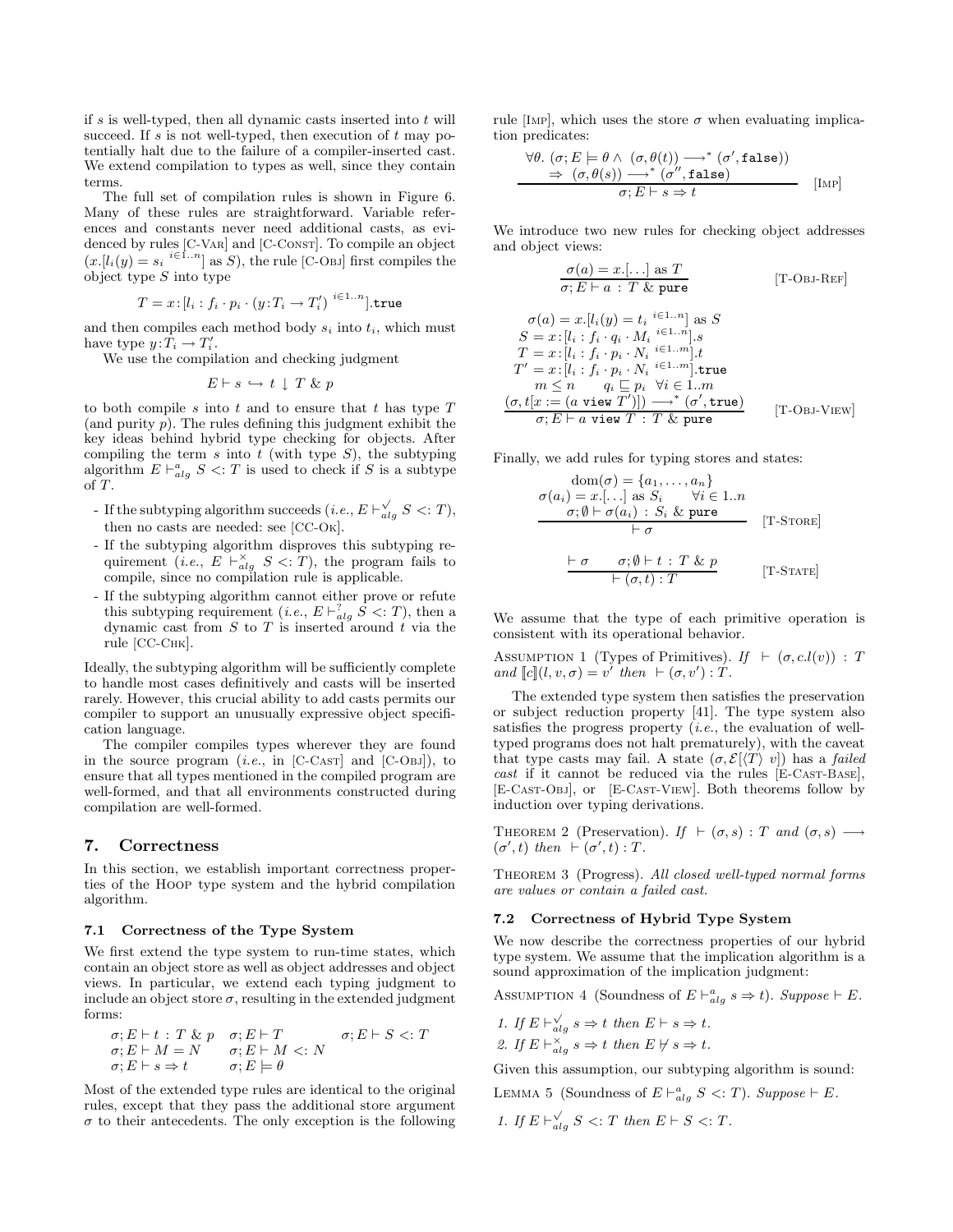if $s$ is well-typed, then all dynamic casts inserted into $t$ will succeed. If $s$ is not well-typed, then execution of $t$ may potentially halt due to the failure of a compiler-inserted cast. We extend compilation to types as well, since they contain terms.

The full set of compilation rules is shown in Figure 6. Many of these rules are straightforward. Variable references and constants never need additional casts, as evidenced by rules [C-VAR] and [C-CONST]. To compile an object $(x.[l_i(y) = s_i\ ^{i\in 1..n}] \text{ as } S)$, the rule [C-OBJ] first compiles the object type $S$ into type

$$T = x\!:\![l_i : f_i \cdot p_i \cdot (y\!:\!T_i \to T_i')\ ^{i\in 1..n}].\texttt{true}$$

and then compiles each method body $s_i$ into $t_i$, which must have type $y\!:\!T_i \to T_i'$.

We use the compilation and checking judgment

$$E \vdash s \hookrightarrow t \downarrow T \;\&\; p$$

to both compile $s$ into $t$ and to ensure that $t$ has type $T$ (and purity $p$). The rules defining this judgment exhibit the key ideas behind hybrid type checking for objects. After compiling the term $s$ into $t$ (with type $S$), the subtyping algorithm $E \vdash^a_{alg} S <: T$ is used to check if $S$ is a subtype of $T$.

- If the subtyping algorithm succeeds (*i.e.*, $E \vdash^{\surd}_{alg} S <: T$), then no casts are needed: see [CC-OK].
- If the subtyping algorithm disproves this subtyping requirement (*i.e.*, $E \vdash^{\times}_{alg} S <: T$), the program fails to compile, since no compilation rule is applicable.
- If the subtyping algorithm cannot either prove or refute this subtyping requirement (*i.e.*, $E \vdash^{?}_{alg} S <: T$), then a dynamic cast from $S$ to $T$ is inserted around $t$ via the rule [CC-CHK].

Ideally, the subtyping algorithm will be sufficiently complete to handle most cases definitively and casts will be inserted rarely. However, this crucial ability to add casts permits our compiler to support an unusually expressive object specification language.

The compiler compiles types wherever they are found in the source program (*i.e.*, in [C-CAST] and [C-OBJ]), to ensure that all types mentioned in the compiled program are well-formed, and that all environments constructed during compilation are well-formed.

## 7. Correctness

In this section, we establish important correctness properties of the HOOP type system and the hybrid compilation algorithm.

### 7.1 Correctness of the Type System

We first extend the type system to run-time states, which contain an object store as well as object addresses and object views. In particular, we extend each typing judgment to include an object store $\sigma$, resulting in the extended judgment forms:

$$\begin{array}{lll}
\sigma; E \vdash t : T \;\&\; p & \sigma; E \vdash T & \sigma; E \vdash S <: T \\
\sigma; E \vdash M = N & \sigma; E \vdash M <: N & \\
\sigma; E \vdash s \Rightarrow t & \sigma; E \models \theta &
\end{array}$$

Most of the extended type rules are identical to the original rules, except that they pass the additional store argument $\sigma$ to their antecedents. The only exception is the following rule [IMP], which uses the store $\sigma$ when evaluating implication predicates:

$$\frac{\begin{array}{c}\forall \theta.\ (\sigma; E \models \theta \wedge\ (\sigma, \theta(t)) \longrightarrow^* (\sigma', \texttt{false})) \\ \Rightarrow\ (\sigma, \theta(s)) \longrightarrow^* (\sigma'', \texttt{false})\end{array}}{\sigma; E \vdash s \Rightarrow t} \quad [\text{IMP}]$$

We introduce two new rules for checking object addresses and object views:

$$\frac{\sigma(a) = x.[\ldots] \text{ as } T}{\sigma; E \vdash a : T \;\&\; \texttt{pure}} \quad [\text{T-OBJ-REF}]$$

$$\frac{\begin{array}{c}\sigma(a) = x.[l_i(y) = t_i\ ^{i\in 1..n}] \text{ as } S \\ S = x\!:\![l_i : f_i \cdot q_i \cdot M_i\ ^{i\in 1..n}].s \\ T = x\!:\![l_i : f_i \cdot p_i \cdot N_i\ ^{i\in 1..m}].t \\ T' = x\!:\![l_i : f_i \cdot p_i \cdot N_i\ ^{i\in 1..m}].\texttt{true} \\ m \le n \qquad q_i \sqsubseteq p_i\ \ \forall i \in 1..m \\ (\sigma, t[x := (a \texttt{ view } T')]) \longrightarrow^* (\sigma', \texttt{true})\end{array}}{\sigma; E \vdash a \texttt{ view } T : T \;\&\; \texttt{pure}} \quad [\text{T-OBJ-VIEW}]$$

Finally, we add rules for typing stores and states:

$$\frac{\begin{array}{c}\text{dom}(\sigma) = \{a_1, \ldots, a_n\} \\ \sigma(a_i) = x.[\ldots] \text{ as } S_i \qquad \forall i \in 1..n \\ \sigma; \emptyset \vdash \sigma(a_i) : S_i \;\&\; \texttt{pure}\end{array}}{\vdash \sigma} \quad [\text{T-STORE}]$$

$$\frac{\vdash \sigma \qquad \sigma; \emptyset \vdash t : T \;\&\; p}{\vdash (\sigma, t) : T} \quad [\text{T-STATE}]$$

We assume that the type of each primitive operation is consistent with its operational behavior.

ASSUMPTION 1 (Types of Primitives). *If $\vdash (\sigma, c.l(v)) : T$ and $[\![c]\!](l, v, \sigma) = v'$ then $\vdash (\sigma, v') : T$.*

The extended type system then satisfies the preservation or subject reduction property [41]. The type system also satisfies the progress property (*i.e.*, the evaluation of well-typed programs does not halt prematurely), with the caveat that type casts may fail. A state $(\sigma, \mathcal{E}[\langle T\rangle\ v])$ has a *failed cast* if it cannot be reduced via the rules [E-CAST-BASE], [E-CAST-OBJ], or [E-CAST-VIEW]. Both theorems follow by induction over typing derivations.

THEOREM 2 (Preservation). *If $\vdash (\sigma, s) : T$ and $(\sigma, s) \longrightarrow (\sigma', t)$ then $\vdash (\sigma', t) : T$.*

THEOREM 3 (Progress). *All closed well-typed normal forms are values or contain a failed cast.*

### 7.2 Correctness of Hybrid Type System

We now describe the correctness properties of our hybrid type system. We assume that the implication algorithm is a sound approximation of the implication judgment:

ASSUMPTION 4 (Soundness of $E \vdash^a_{alg} s \Rightarrow t$). *Suppose $\vdash E$.*

1. *If $E \vdash^{\surd}_{alg} s \Rightarrow t$ then $E \vdash s \Rightarrow t$.*
2. *If $E \vdash^{\times}_{alg} s \Rightarrow t$ then $E \not\vdash s \Rightarrow t$.*

Given this assumption, our subtyping algorithm is sound:

LEMMA 5 (Soundness of $E \vdash^a_{alg} S <: T$). *Suppose $\vdash E$.*

1. *If $E \vdash^{\surd}_{alg} S <: T$ then $E \vdash S <: T$.*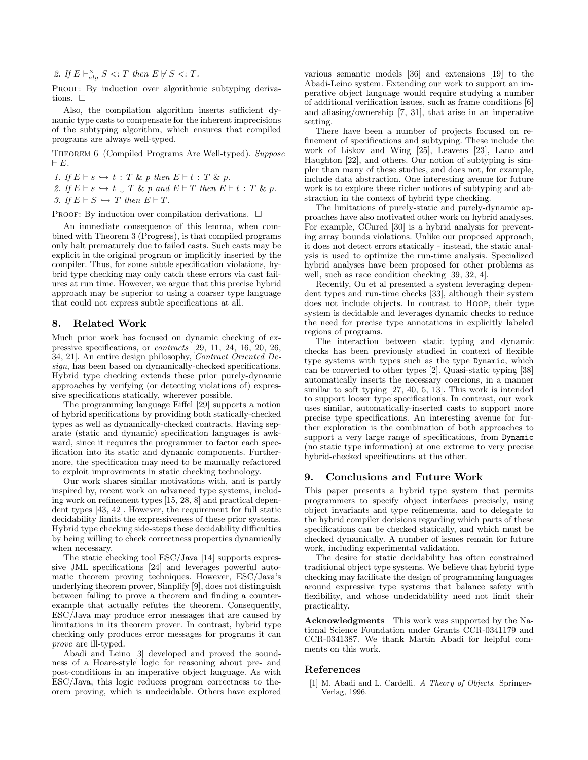2. If $E \vdash^{\times}_{alg} S <: T$ then $E \not\vdash S <: T$.

Proof: By induction over algorithmic subtyping derivations. □

Also, the compilation algorithm inserts sufficient dynamic type casts to compensate for the inherent imprecisions of the subtyping algorithm, which ensures that compiled programs are always well-typed.

Theorem 6 (Compiled Programs Are Well-typed). *Suppose* $\vdash E$.

1. *If* $E \vdash s \hookrightarrow t : T \ \&\ p$ *then* $E \vdash t : T \ \&\ p$.
2. *If* $E \vdash s \hookrightarrow t \downarrow T \ \&\ p$ *and* $E \vdash T$ *then* $E \vdash t : T \ \&\ p$.
3. *If* $E \vdash S \hookrightarrow T$ *then* $E \vdash T$.

Proof: By induction over compilation derivations. □

An immediate consequence of this lemma, when combined with Theorem 3 (Progress), is that compiled programs only halt prematurely due to failed casts. Such casts may be explicit in the original program or implicitly inserted by the compiler. Thus, for some subtle specification violations, hybrid type checking may only catch these errors via cast failures at run time. However, we argue that this precise hybrid approach may be superior to using a coarser type language that could not express subtle specifications at all.

## 8. Related Work

Much prior work has focused on dynamic checking of expressive specifications, or *contracts* [29, 11, 24, 16, 20, 26, 34, 21]. An entire design philosophy, *Contract Oriented Design*, has been based on dynamically-checked specifications. Hybrid type checking extends these prior purely-dynamic approaches by verifying (or detecting violations of) expressive specifications statically, wherever possible.

The programming language Eiffel [29] supports a notion of hybrid specifications by providing both statically-checked types as well as dynamically-checked contracts. Having separate (static and dynamic) specification languages is awkward, since it requires the programmer to factor each specification into its static and dynamic components. Furthermore, the specification may need to be manually refactored to exploit improvements in static checking technology.

Our work shares similar motivations with, and is partly inspired by, recent work on advanced type systems, including work on refinement types [15, 28, 8] and practical dependent types [43, 42]. However, the requirement for full static decidability limits the expressiveness of these prior systems. Hybrid type checking side-steps these decidability difficulties by being willing to check correctness properties dynamically when necessary.

The static checking tool ESC/Java [14] supports expressive JML specifications [24] and leverages powerful automatic theorem proving techniques. However, ESC/Java's underlying theorem prover, Simplify [9], does not distinguish between failing to prove a theorem and finding a counterexample that actually refutes the theorem. Consequently, ESC/Java may produce error messages that are caused by limitations in its theorem prover. In contrast, hybrid type checking only produces error messages for programs it can *prove* are ill-typed.

Abadi and Leino [3] developed and proved the soundness of a Hoare-style logic for reasoning about pre- and post-conditions in an imperative object language. As with ESC/Java, this logic reduces program correctness to theorem proving, which is undecidable. Others have explored various semantic models [36] and extensions [19] to the Abadi-Leino system. Extending our work to support an imperative object language would require studying a number of additional verification issues, such as frame conditions [6] and aliasing/ownership [7, 31], that arise in an imperative setting.

There have been a number of projects focused on refinement of specifications and subtyping. These include the work of Liskov and Wing [25], Leavens [23], Lano and Haughton [22], and others. Our notion of subtyping is simpler than many of these studies, and does not, for example, include data abstraction. One interesting avenue for future work is to explore these richer notions of subtyping and abstraction in the context of hybrid type checking.

The limitations of purely-static and purely-dynamic approaches have also motivated other work on hybrid analyses. For example, CCured [30] is a hybrid analysis for preventing array bounds violations. Unlike our proposed approach, it does not detect errors statically - instead, the static analysis is used to optimize the run-time analysis. Specialized hybrid analyses have been proposed for other problems as well, such as race condition checking [39, 32, 4].

Recently, Ou et al presented a system leveraging dependent types and run-time checks [33], although their system does not include objects. In contrast to Hoop, their type system is decidable and leverages dynamic checks to reduce the need for precise type annotations in explicitly labeled regions of programs.

The interaction between static typing and dynamic checks has been previously studied in context of flexible type systems with types such as the type `Dynamic`, which can be converted to other types [2]. Quasi-static typing [38] automatically inserts the necessary coercions, in a manner similar to soft typing [27, 40, 5, 13]. This work is intended to support looser type specifications. In contrast, our work uses similar, automatically-inserted casts to support more precise type specifications. An interesting avenue for further exploration is the combination of both approaches to support a very large range of specifications, from `Dynamic` (no static type information) at one extreme to very precise hybrid-checked specifications at the other.

## 9. Conclusions and Future Work

This paper presents a hybrid type system that permits programmers to specify object interfaces precisely, using object invariants and type refinements, and to delegate to the hybrid compiler decisions regarding which parts of these specifications can be checked statically, and which must be checked dynamically. A number of issues remain for future work, including experimental validation.

The desire for static decidability has often constrained traditional object type systems. We believe that hybrid type checking may facilitate the design of programming languages around expressive type systems that balance safety with flexibility, and whose undecidability need not limit their practicality.

**Acknowledgments** This work was supported by the National Science Foundation under Grants CCR-0341179 and CCR-0341387. We thank Martín Abadi for helpful comments on this work.

## References

[1] M. Abadi and L. Cardelli. *A Theory of Objects*. Springer-Verlag, 1996.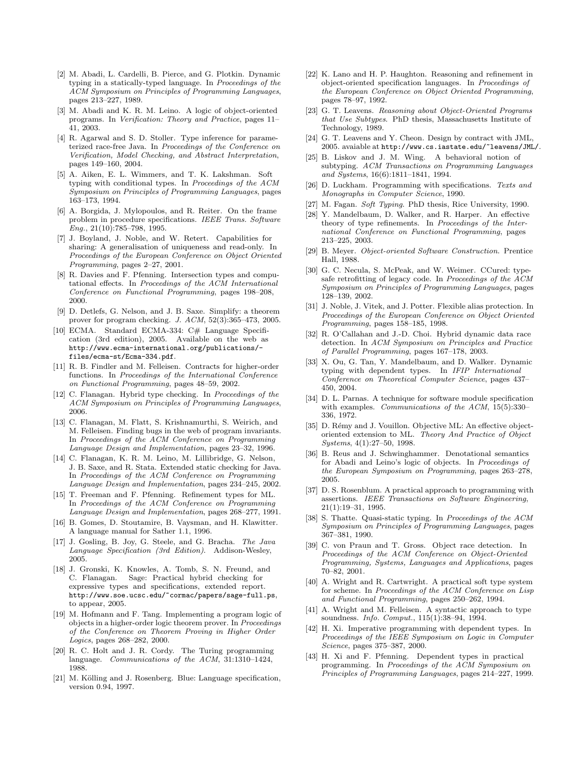[2] M. Abadi, L. Cardelli, B. Pierce, and G. Plotkin. Dynamic typing in a statically-typed language. In *Proceedings of the ACM Symposium on Principles of Programming Languages*, pages 213–227, 1989.

[3] M. Abadi and K. R. M. Leino. A logic of object-oriented programs. In *Verification: Theory and Practice*, pages 11–41, 2003.

[4] R. Agarwal and S. D. Stoller. Type inference for parameterized race-free Java. In *Proceedings of the Conference on Verification, Model Checking, and Abstract Interpretation*, pages 149–160, 2004.

[5] A. Aiken, E. L. Wimmers, and T. K. Lakshman. Soft typing with conditional types. In *Proceedings of the ACM Symposium on Principles of Programming Languages*, pages 163–173, 1994.

[6] A. Borgida, J. Mylopoulos, and R. Reiter. On the frame problem in procedure specifications. *IEEE Trans. Software Eng.*, 21(10):785–798, 1995.

[7] J. Boyland, J. Noble, and W. Retert. Capabilities for sharing: A generalisation of uniqueness and read-only. In *Proceedings of the European Conference on Object Oriented Programming*, pages 2–27, 2001.

[8] R. Davies and F. Pfenning. Intersection types and computational effects. In *Proceedings of the ACM International Conference on Functional Programming*, pages 198–208, 2000.

[9] D. Detlefs, G. Nelson, and J. B. Saxe. Simplify: a theorem prover for program checking. *J. ACM*, 52(3):365–473, 2005.

[10] ECMA. Standard ECMA-334: C# Language Specification (3rd edition), 2005. Available on the web as http://www.ecma-international.org/publications/-files/ecma-st/Ecma-334.pdf.

[11] R. B. Findler and M. Felleisen. Contracts for higher-order functions. In *Proceedings of the International Conference on Functional Programming*, pages 48–59, 2002.

[12] C. Flanagan. Hybrid type checking. In *Proceedings of the ACM Symposium on Principles of Programming Languages*, 2006.

[13] C. Flanagan, M. Flatt, S. Krishnamurthi, S. Weirich, and M. Felleisen. Finding bugs in the web of program invariants. In *Proceedings of the ACM Conference on Programming Language Design and Implementation*, pages 23–32, 1996.

[14] C. Flanagan, K. R. M. Leino, M. Lillibridge, G. Nelson, J. B. Saxe, and R. Stata. Extended static checking for Java. In *Proceedings of the ACM Conference on Programming Language Design and Implementation*, pages 234–245, 2002.

[15] T. Freeman and F. Pfenning. Refinement types for ML. In *Proceedings of the ACM Conference on Programming Language Design and Implementation*, pages 268–277, 1991.

[16] B. Gomes, D. Stoutamire, B. Vaysman, and H. Klawitter. A language manual for Sather 1.1, 1996.

[17] J. Gosling, B. Joy, G. Steele, and G. Bracha. *The Java Language Specification (3rd Edition)*. Addison-Wesley, 2005.

[18] J. Gronski, K. Knowles, A. Tomb, S. N. Freund, and C. Flanagan. Sage: Practical hybrid checking for expressive types and specifications, extended report. http://www.soe.ucsc.edu/~cormac/papers/sage-full.ps, to appear, 2005.

[19] M. Hofmann and F. Tang. Implementing a program logic of objects in a higher-order logic theorem prover. In *Proceedings of the Conference on Theorem Proving in Higher Order Logics*, pages 268–282, 2000.

[20] R. C. Holt and J. R. Cordy. The Turing programming language. *Communications of the ACM*, 31:1310–1424, 1988.

[21] M. Kölling and J. Rosenberg. Blue: Language specification, version 0.94, 1997.

[22] K. Lano and H. P. Haughton. Reasoning and refinement in object-oriented specification languages. In *Proceedings of the European Conference on Object Oriented Programming*, pages 78–97, 1992.

[23] G. T. Leavens. *Reasoning about Object-Oriented Programs that Use Subtypes*. PhD thesis, Massachusetts Institute of Technology, 1989.

[24] G. T. Leavens and Y. Cheon. Design by contract with JML, 2005. avaiable at http://www.cs.iastate.edu/~leavens/JML/.

[25] B. Liskov and J. M. Wing. A behavioral notion of subtyping. *ACM Transactions on Programming Languages and Systems*, 16(6):1811–1841, 1994.

[26] D. Luckham. Programming with specifications. *Texts and Monographs in Computer Science*, 1990.

[27] M. Fagan. *Soft Typing*. PhD thesis, Rice University, 1990.

[28] Y. Mandelbaum, D. Walker, and R. Harper. An effective theory of type refinements. In *Proceedings of the International Conference on Functional Programming*, pages 213–225, 2003.

[29] B. Meyer. *Object-oriented Software Construction*. Prentice Hall, 1988.

[30] G. C. Necula, S. McPeak, and W. Weimer. CCured: type-safe retrofitting of legacy code. In *Proceedings of the ACM Symposium on Principles of Programming Languages*, pages 128–139, 2002.

[31] J. Noble, J. Vitek, and J. Potter. Flexible alias protection. In *Proceedings of the European Conference on Object Oriented Programming*, pages 158–185, 1998.

[32] R. O'Callahan and J.-D. Choi. Hybrid dynamic data race detection. In *ACM Symposium on Principles and Practice of Parallel Programming*, pages 167–178, 2003.

[33] X. Ou, G. Tan, Y. Mandelbaum, and D. Walker. Dynamic typing with dependent types. In *IFIP International Conference on Theoretical Computer Science*, pages 437–450, 2004.

[34] D. L. Parnas. A technique for software module specification with examples. *Communications of the ACM*, 15(5):330–336, 1972.

[35] D. Rémy and J. Vouillon. Objective ML: An effective object-oriented extension to ML. *Theory And Practice of Object Systems*, 4(1):27–50, 1998.

[36] B. Reus and J. Schwinghammer. Denotational semantics for Abadi and Leino's logic of objects. In *Proceedings of the European Symposium on Programming*, pages 263–278, 2005.

[37] D. S. Rosenblum. A practical approach to programming with assertions. *IEEE Transactions on Software Engineering*, 21(1):19–31, 1995.

[38] S. Thatte. Quasi-static typing. In *Proceedings of the ACM Symposium on Principles of Programming Languages*, pages 367–381, 1990.

[39] C. von Praun and T. Gross. Object race detection. In *Proceedings of the ACM Conference on Object-Oriented Programming, Systems, Languages and Applications*, pages 70–82, 2001.

[40] A. Wright and R. Cartwright. A practical soft type system for scheme. In *Proceedings of the ACM Conference on Lisp and Functional Programming*, pages 250–262, 1994.

[41] A. Wright and M. Felleisen. A syntactic approach to type soundness. *Info. Comput.*, 115(1):38–94, 1994.

[42] H. Xi. Imperative programming with dependent types. In *Proceedings of the IEEE Symposium on Logic in Computer Science*, pages 375–387, 2000.

[43] H. Xi and F. Pfenning. Dependent types in practical programming. In *Proceedings of the ACM Symposium on Principles of Programming Languages*, pages 214–227, 1999.